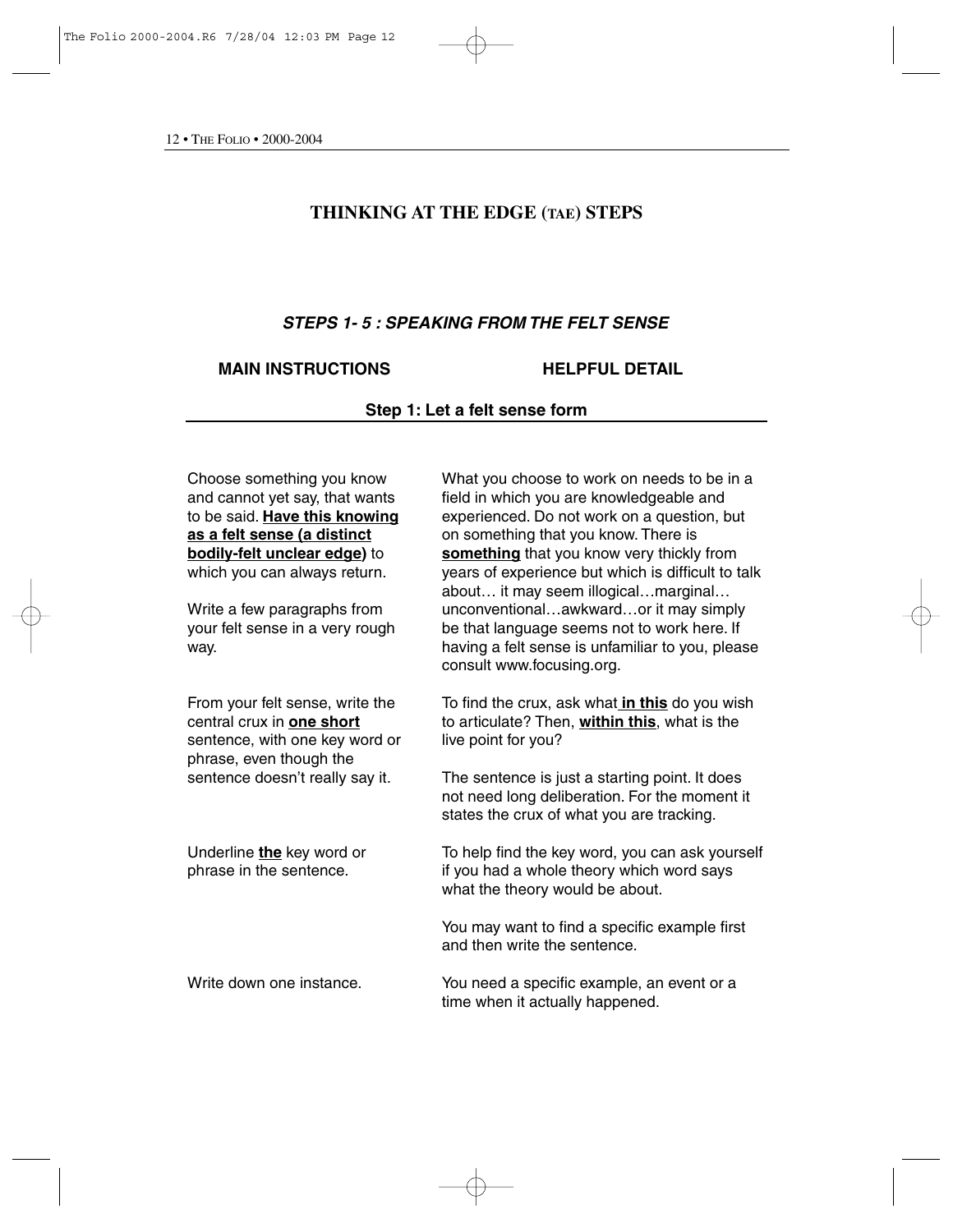# THINKING AT THE EDGE (TAE) STEPS

## *STEPS 1- 5 : SPEAKING FROM THE FELT SENSE*

| MAIN INSTRUCTIONS | HELPFUL DETAIL |
|---|---|

### Step 1: Let a felt sense form

| | |
|---|---|
| Choose something you know and cannot yet say, that wants to be said. **<u>Have this knowing as a felt sense (a distinct bodily-felt unclear edge)</u>** to which you can always return.<br><br>Write a few paragraphs from your felt sense in a very rough way. | What you choose to work on needs to be in a field in which you are knowledgeable and experienced. Do not work on a question, but on something that you know. There is **<u>something</u>** that you know very thickly from years of experience but which is difficult to talk about… it may seem illogical…marginal… unconventional…awkward…or it may simply be that language seems not to work here. If having a felt sense is unfamiliar to you, please consult www.focusing.org. |
| From your felt sense, write the central crux in **<u>one short</u>** sentence, with one key word or phrase, even though the sentence doesn't really say it. | To find the crux, ask what **<u>in this</u>** do you wish to articulate? Then, **<u>within this</u>**, what is the live point for you?<br><br>The sentence is just a starting point. It does not need long deliberation. For the moment it states the crux of what you are tracking. |
| Underline **<u>the</u>** key word or phrase in the sentence. | To help find the key word, you can ask yourself if you had a whole theory which word says what the theory would be about.<br><br>You may want to find a specific example first and then write the sentence. |
| Write down one instance. | You need a specific example, an event or a time when it actually happened. |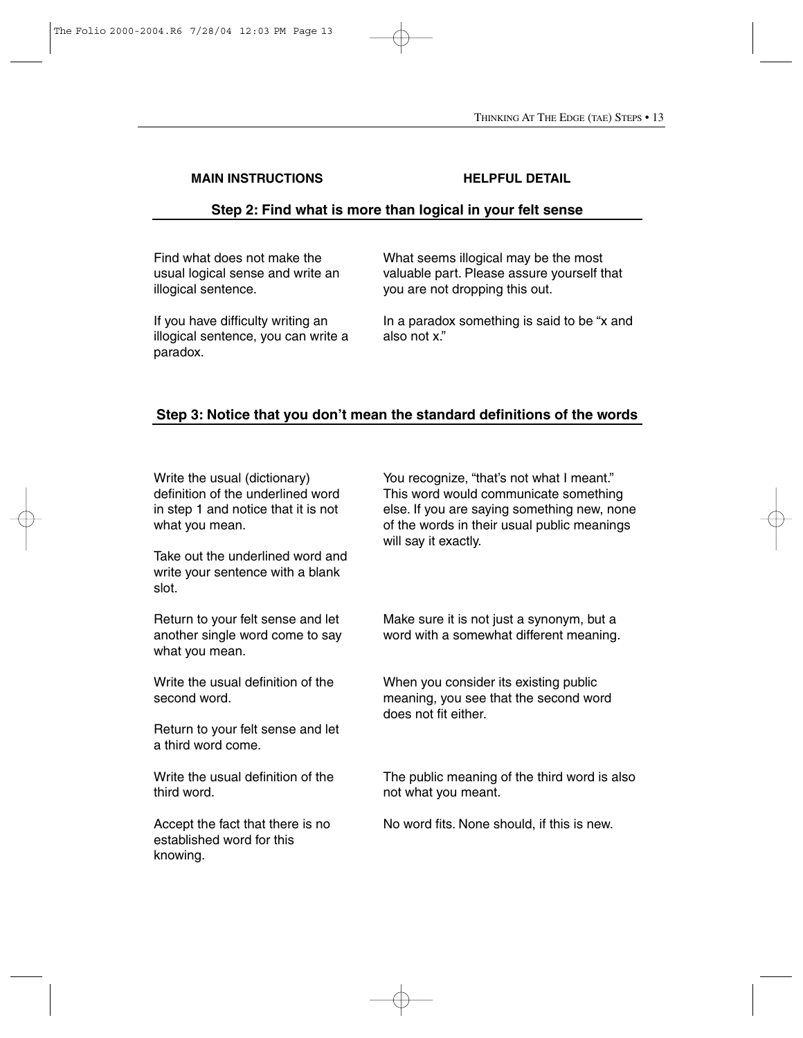| MAIN INSTRUCTIONS | HELPFUL DETAIL |
| --- | --- |

## Step 2: Find what is more than logical in your felt sense

| MAIN INSTRUCTIONS | HELPFUL DETAIL |
| --- | --- |
| Find what does not make the usual logical sense and write an illogical sentence. | What seems illogical may be the most valuable part. Please assure yourself that you are not dropping this out. |
| If you have difficulty writing an illogical sentence, you can write a paradox. | In a paradox something is said to be "x and also not x." |

## Step 3: Notice that you don't mean the standard definitions of the words

| MAIN INSTRUCTIONS | HELPFUL DETAIL |
| --- | --- |
| Write the usual (dictionary) definition of the underlined word in step 1 and notice that it is not what you mean. | You recognize, "that's not what I meant." This word would communicate something else. If you are saying something new, none of the words in their usual public meanings will say it exactly. |
| Take out the underlined word and write your sentence with a blank slot. | |
| Return to your felt sense and let another single word come to say what you mean. | Make sure it is not just a synonym, but a word with a somewhat different meaning. |
| Write the usual definition of the second word. | When you consider its existing public meaning, you see that the second word does not fit either. |
| Return to your felt sense and let a third word come. | |
| Write the usual definition of the third word. | The public meaning of the third word is also not what you meant. |
| Accept the fact that there is no established word for this knowing. | No word fits. None should, if this is new. |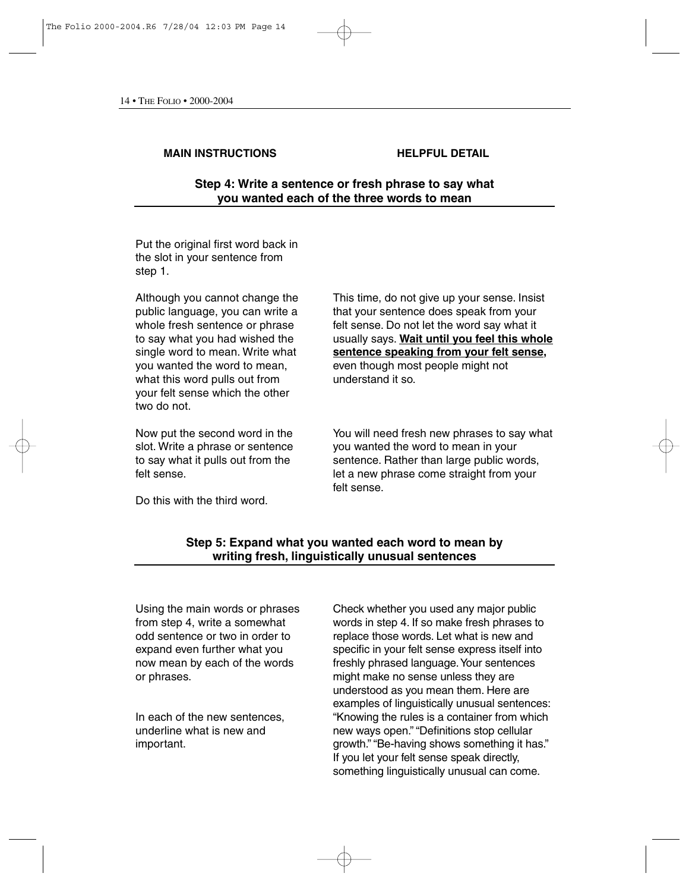| MAIN INSTRUCTIONS | HELPFUL DETAIL |
| --- | --- |

### Step 4: Write a sentence or fresh phrase to say what you wanted each of the three words to mean

| | |
| --- | --- |
| Put the original first word back in the slot in your sentence from step 1. | |
| Although you cannot change the public language, you can write a whole fresh sentence or phrase to say what you had wished the single word to mean. Write what you wanted the word to mean, what this word pulls out from your felt sense which the other two do not. | This time, do not give up your sense. Insist that your sentence does speak from your felt sense. Do not let the word say what it usually says. **Wait until you feel this whole sentence speaking from your felt sense,** even though most people might not understand it so. |
| Now put the second word in the slot. Write a phrase or sentence to say what it pulls out from the felt sense. | You will need fresh new phrases to say what you wanted the word to mean in your sentence. Rather than large public words, let a new phrase come straight from your felt sense. |
| Do this with the third word. | |

### Step 5: Expand what you wanted each word to mean by writing fresh, linguistically unusual sentences

| | |
| --- | --- |
| Using the main words or phrases from step 4, write a somewhat odd sentence or two in order to expand even further what you now mean by each of the words or phrases. | Check whether you used any major public words in step 4. If so make fresh phrases to replace those words. Let what is new and specific in your felt sense express itself into freshly phrased language. Your sentences might make no sense unless they are understood as you mean them. Here are examples of linguistically unusual sentences: "Knowing the rules is a container from which new ways open." "Definitions stop cellular growth." "Be-having shows something it has." If you let your felt sense speak directly, something linguistically unusual can come. |
| In each of the new sentences, underline what is new and important. | |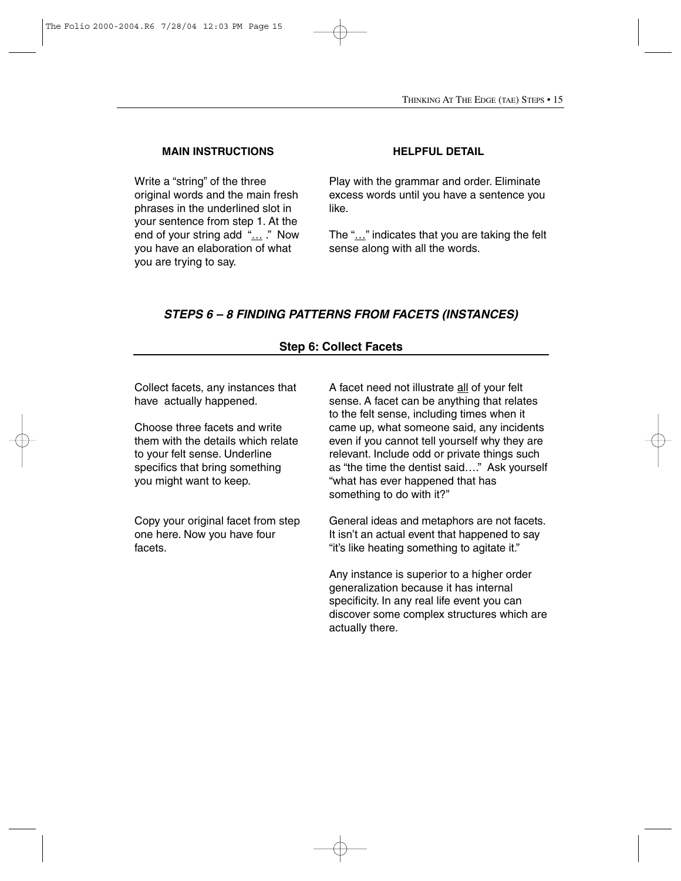| MAIN INSTRUCTIONS | HELPFUL DETAIL |
| --- | --- |
| Write a "string" of the three original words and the main fresh phrases in the underlined slot in your sentence from step 1. At the end of your string add "<u>…</u> ." Now you have an elaboration of what you are trying to say. | Play with the grammar and order. Eliminate excess words until you have a sentence you like.<br><br>The "<u>…</u>" indicates that you are taking the felt sense along with all the words. |

## *STEPS 6 – 8 FINDING PATTERNS FROM FACETS (INSTANCES)*

### Step 6: Collect Facets

| | |
| --- | --- |
| Collect facets, any instances that have actually happened.<br><br>Choose three facets and write them with the details which relate to your felt sense. Underline specifics that bring something you might want to keep. | A facet need not illustrate <u>all</u> of your felt sense. A facet can be anything that relates to the felt sense, including times when it came up, what someone said, any incidents even if you cannot tell yourself why they are relevant. Include odd or private things such as "the time the dentist said…." Ask yourself "what has ever happened that has something to do with it?" |
| Copy your original facet from step one here. Now you have four facets. | General ideas and metaphors are not facets. It isn't an actual event that happened to say "it's like heating something to agitate it."<br><br>Any instance is superior to a higher order generalization because it has internal specificity. In any real life event you can discover some complex structures which are actually there. |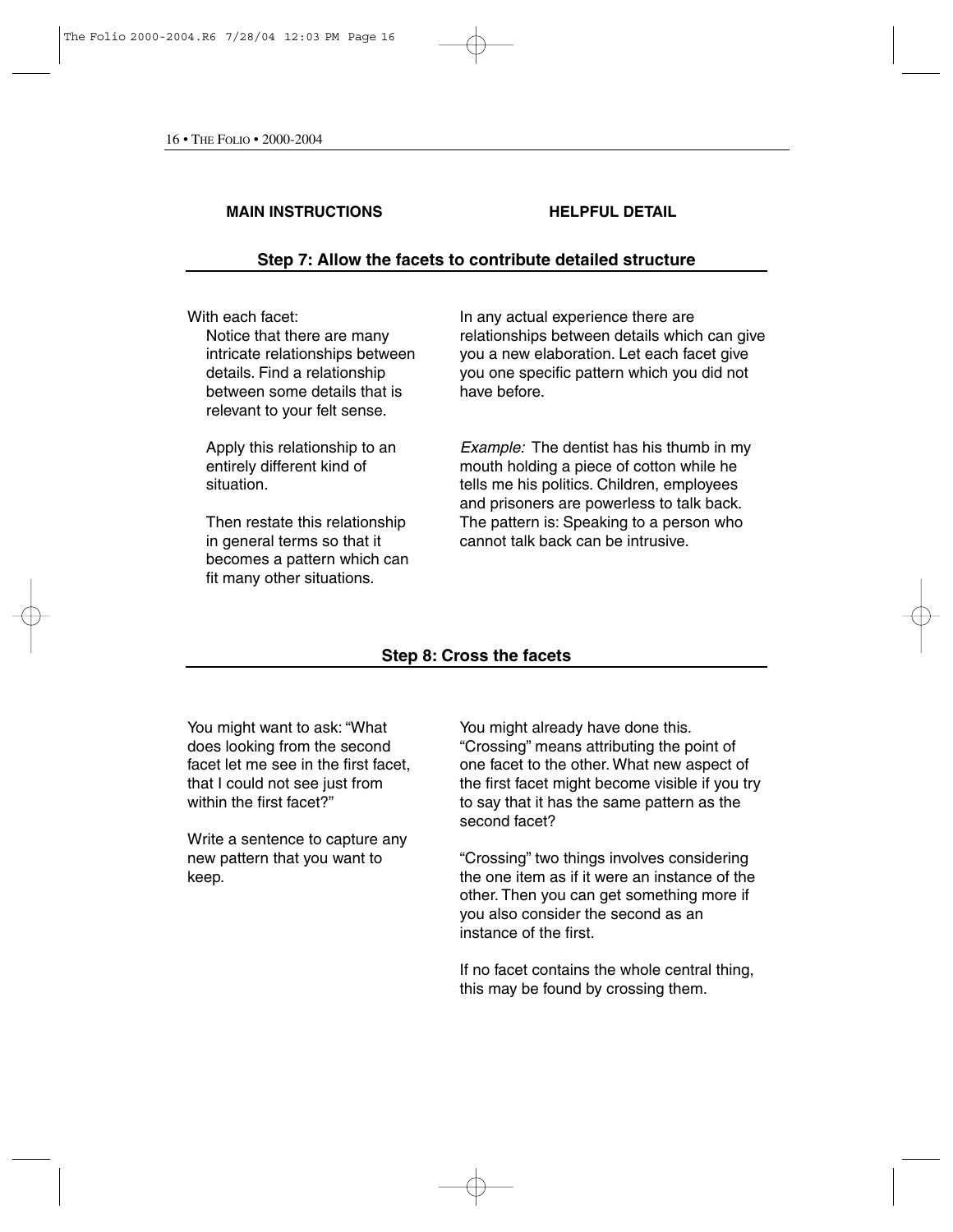| MAIN INSTRUCTIONS | HELPFUL DETAIL |
|---|---|

## Step 7: Allow the facets to contribute detailed structure

With each facet:

Notice that there are many intricate relationships between details. Find a relationship between some details that is relevant to your felt sense.

In any actual experience there are relationships between details which can give you a new elaboration. Let each facet give you one specific pattern which you did not have before.

Apply this relationship to an entirely different kind of situation.

Then restate this relationship in general terms so that it becomes a pattern which can fit many other situations.

*Example:* The dentist has his thumb in my mouth holding a piece of cotton while he tells me his politics. Children, employees and prisoners are powerless to talk back. The pattern is: Speaking to a person who cannot talk back can be intrusive.

## Step 8: Cross the facets

You might want to ask: "What does looking from the second facet let me see in the first facet, that I could not see just from within the first facet?"

Write a sentence to capture any new pattern that you want to keep.

You might already have done this. "Crossing" means attributing the point of one facet to the other. What new aspect of the first facet might become visible if you try to say that it has the same pattern as the second facet?

"Crossing" two things involves considering the one item as if it were an instance of the other. Then you can get something more if you also consider the second as an instance of the first.

If no facet contains the whole central thing, this may be found by crossing them.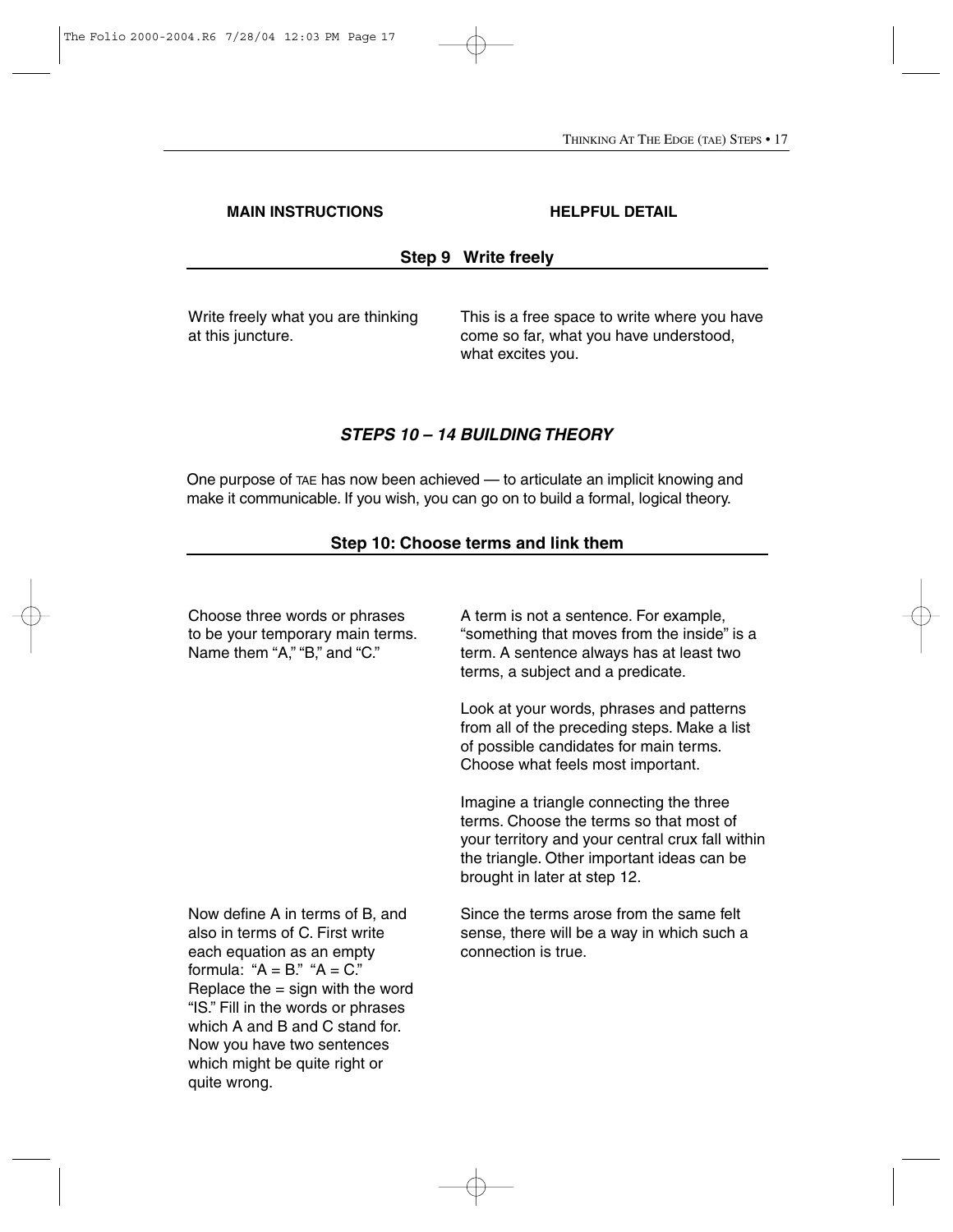| MAIN INSTRUCTIONS | HELPFUL DETAIL |
|---|---|

## Step 9 Write freely

| | |
|---|---|
| Write freely what you are thinking at this juncture. | This is a free space to write where you have come so far, what you have understood, what excites you. |

## *STEPS 10 – 14 BUILDING THEORY*

One purpose of TAE has now been achieved — to articulate an implicit knowing and make it communicable. If you wish, you can go on to build a formal, logical theory.

### Step 10: Choose terms and link them

| | |
|---|---|
| Choose three words or phrases to be your temporary main terms. Name them "A," "B," and "C." | A term is not a sentence. For example, "something that moves from the inside" is a term. A sentence always has at least two terms, a subject and a predicate.<br><br>Look at your words, phrases and patterns from all of the preceding steps. Make a list of possible candidates for main terms. Choose what feels most important.<br><br>Imagine a triangle connecting the three terms. Choose the terms so that most of your territory and your central crux fall within the triangle. Other important ideas can be brought in later at step 12. |
| Now define A in terms of B, and also in terms of C. First write each equation as an empty formula: "A = B." "A = C." Replace the = sign with the word "IS." Fill in the words or phrases which A and B and C stand for. Now you have two sentences which might be quite right or quite wrong. | Since the terms arose from the same felt sense, there will be a way in which such a connection is true. |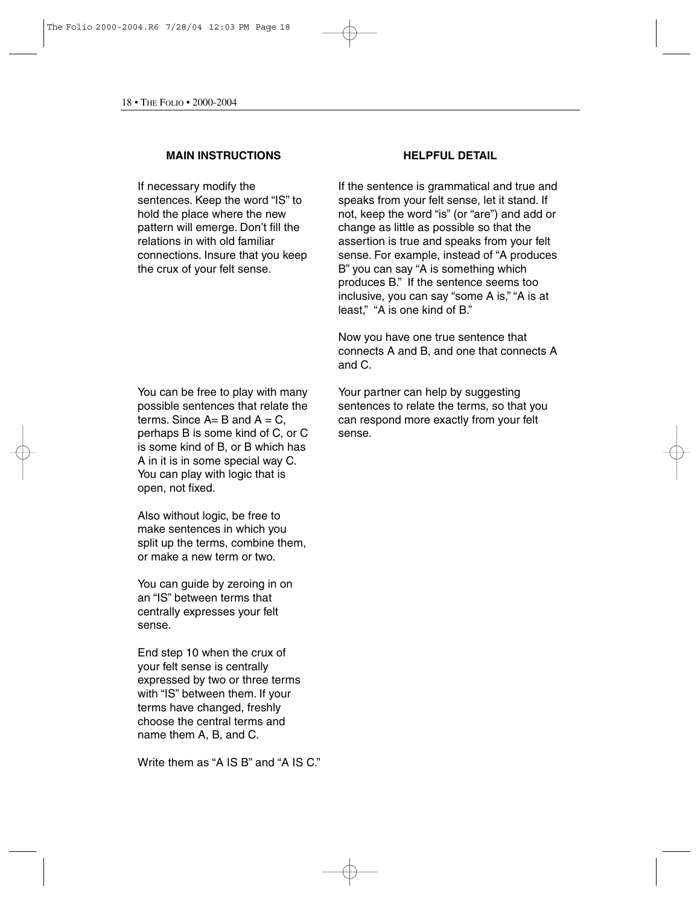| MAIN INSTRUCTIONS | HELPFUL DETAIL |
| --- | --- |
| If necessary modify the sentences. Keep the word "IS" to hold the place where the new pattern will emerge. Don't fill the relations in with old familiar connections. Insure that you keep the crux of your felt sense. | If the sentence is grammatical and true and speaks from your felt sense, let it stand. If not, keep the word "is" (or "are") and add or change as little as possible so that the assertion is true and speaks from your felt sense. For example, instead of "A produces B" you can say "A is something which produces B." If the sentence seems too inclusive, you can say "some A is," "A is at least," "A is one kind of B." |
| | Now you have one true sentence that connects A and B, and one that connects A and C. |
| You can be free to play with many possible sentences that relate the terms. Since A= B and A = C, perhaps B is some kind of C, or C is some kind of B, or B which has A in it is in some special way C. You can play with logic that is open, not fixed. | Your partner can help by suggesting sentences to relate the terms, so that you can respond more exactly from your felt sense. |
| Also without logic, be free to make sentences in which you split up the terms, combine them, or make a new term or two. | |
| You can guide by zeroing in on an "IS" between terms that centrally expresses your felt sense. | |
| End step 10 when the crux of your felt sense is centrally expressed by two or three terms with "IS" between them. If your terms have changed, freshly choose the central terms and name them A, B, and C. | |
| Write them as "A IS B" and "A IS C." | |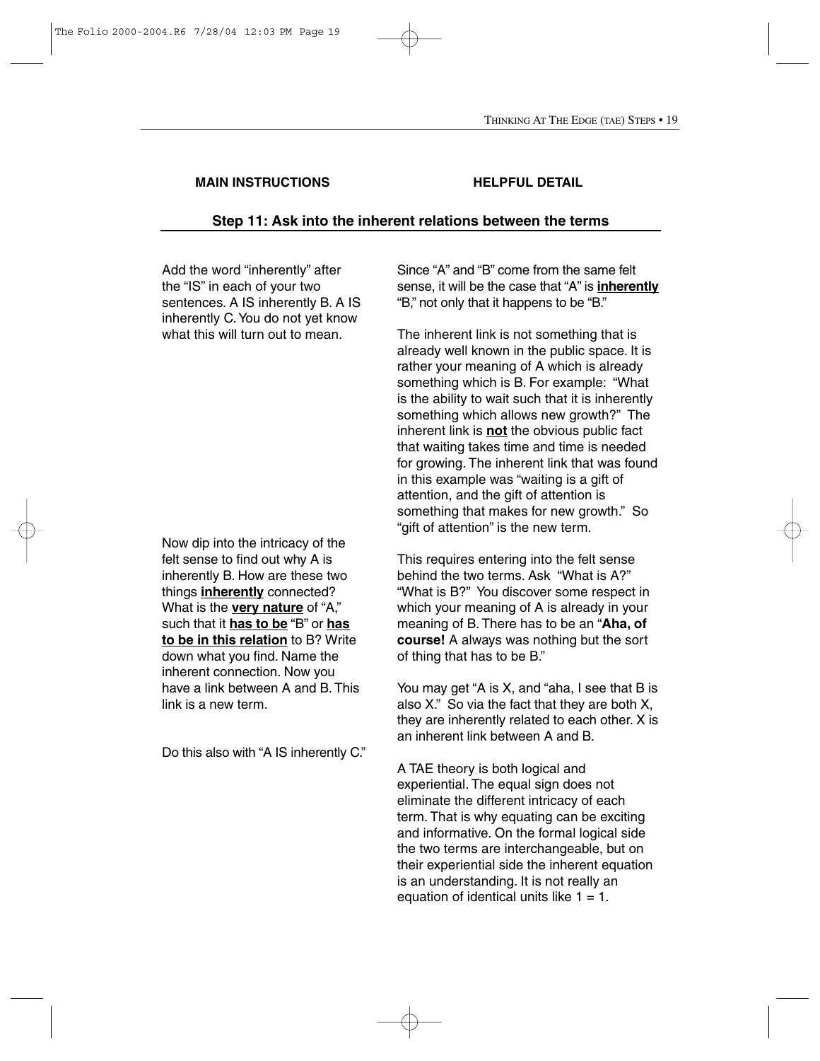**MAIN INSTRUCTIONS** | **HELPFUL DETAIL**

## Step 11: Ask into the inherent relations between the terms

Add the word "inherently" after the "IS" in each of your two sentences. A IS inherently B. A IS inherently C. You do not yet know what this will turn out to mean.

Since "A" and "B" come from the same felt sense, it will be the case that "A" is **inherently** "B," not only that it happens to be "B."

The inherent link is not something that is already well known in the public space. It is rather your meaning of A which is already something which is B. For example: "What is the ability to wait such that it is inherently something which allows new growth?" The inherent link is **not** the obvious public fact that waiting takes time and time is needed for growing. The inherent link that was found in this example was "waiting is a gift of attention, and the gift of attention is something that makes for new growth." So "gift of attention" is the new term.

Now dip into the intricacy of the felt sense to find out why A is inherently B. How are these two things **inherently** connected? What is the **very nature** of "A," such that it **has to be** "B" or **has to be in this relation** to B? Write down what you find. Name the inherent connection. Now you have a link between A and B. This link is a new term.

This requires entering into the felt sense behind the two terms. Ask "What is A?" "What is B?" You discover some respect in which your meaning of A is already in your meaning of B. There has to be an "**Aha, of course!** A always was nothing but the sort of thing that has to be B."

You may get "A is X, and "aha, I see that B is also X." So via the fact that they are both X, they are inherently related to each other. X is an inherent link between A and B.

Do this also with "A IS inherently C."

A TAE theory is both logical and experiential. The equal sign does not eliminate the different intricacy of each term. That is why equating can be exciting and informative. On the formal logical side the two terms are interchangeable, but on their experiential side the inherent equation is an understanding. It is not really an equation of identical units like $1 = 1$.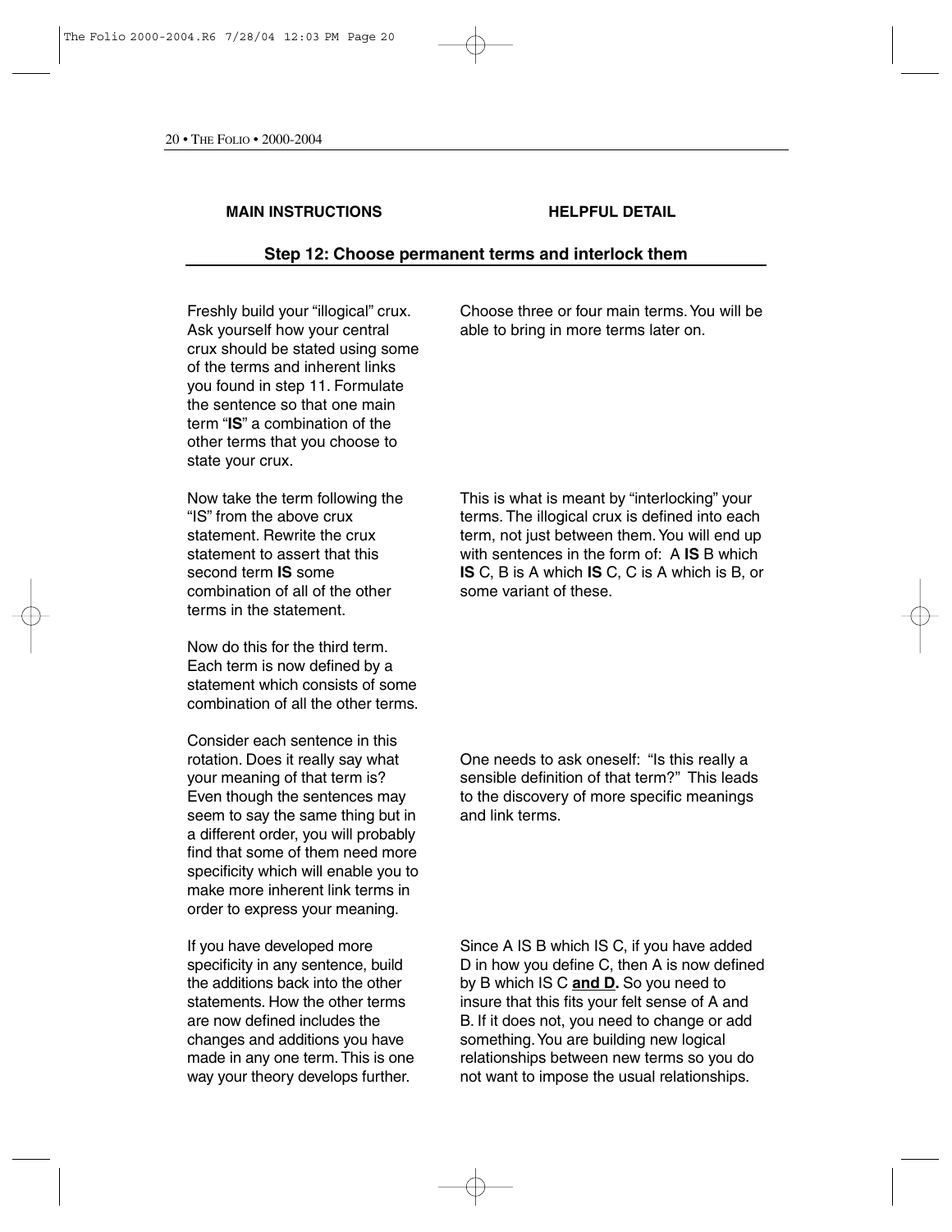**MAIN INSTRUCTIONS** | **HELPFUL DETAIL**

## Step 12: Choose permanent terms and interlock them

| MAIN INSTRUCTIONS | HELPFUL DETAIL |
| --- | --- |
| Freshly build your "illogical" crux. Ask yourself how your central crux should be stated using some of the terms and inherent links you found in step 11. Formulate the sentence so that one main term "**IS**" a combination of the other terms that you choose to state your crux. | Choose three or four main terms. You will be able to bring in more terms later on. |
| Now take the term following the "IS" from the above crux statement. Rewrite the crux statement to assert that this second term **IS** some combination of all of the other terms in the statement. | This is what is meant by "interlocking" your terms. The illogical crux is defined into each term, not just between them. You will end up with sentences in the form of: A **IS** B which **IS** C, B is A which **IS** C, C is A which is B, or some variant of these. |
| Now do this for the third term. Each term is now defined by a statement which consists of some combination of all the other terms. | |
| Consider each sentence in this rotation. Does it really say what your meaning of that term is? Even though the sentences may seem to say the same thing but in a different order, you will probably find that some of them need more specificity which will enable you to make more inherent link terms in order to express your meaning. | One needs to ask oneself: "Is this really a sensible definition of that term?" This leads to the discovery of more specific meanings and link terms. |
| If you have developed more specificity in any sentence, build the additions back into the other statements. How the other terms are now defined includes the changes and additions you have made in any one term. This is one way your theory develops further. | Since A IS B which IS C, if you have added D in how you define C, then A is now defined by B which IS C **and D.** So you need to insure that this fits your felt sense of A and B. If it does not, you need to change or add something. You are building new logical relationships between new terms so you do not want to impose the usual relationships. |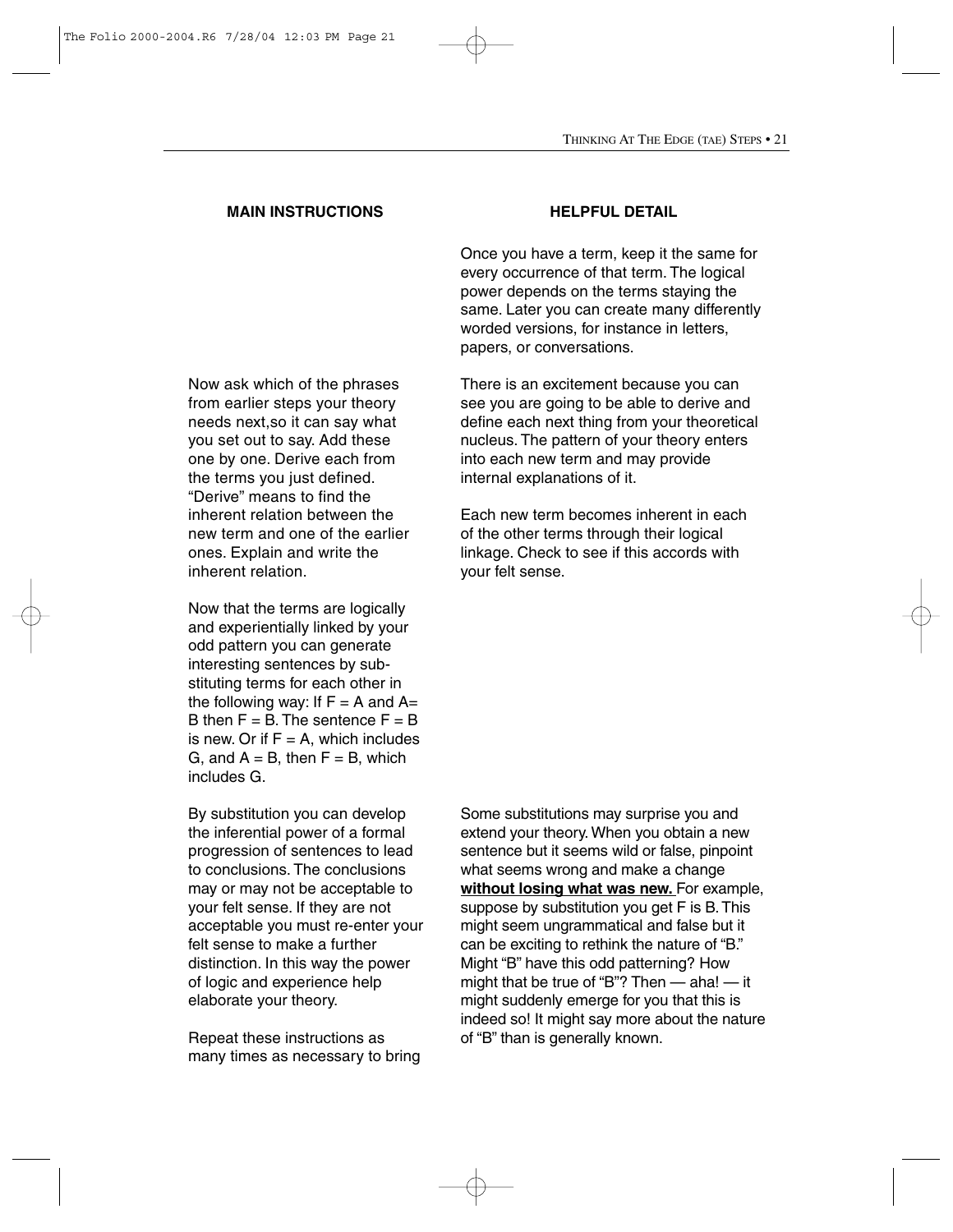| MAIN INSTRUCTIONS | HELPFUL DETAIL |
|---|---|
| | Once you have a term, keep it the same for every occurrence of that term. The logical power depends on the terms staying the same. Later you can create many differently worded versions, for instance in letters, papers, or conversations. |
| Now ask which of the phrases from earlier steps your theory needs next,so it can say what you set out to say. Add these one by one. Derive each from the terms you just defined. “Derive” means to find the inherent relation between the new term and one of the earlier ones. Explain and write the inherent relation. | There is an excitement because you can see you are going to be able to derive and define each next thing from your theoretical nucleus. The pattern of your theory enters into each new term and may provide internal explanations of it. Each new term becomes inherent in each of the other terms through their logical linkage. Check to see if this accords with your felt sense. |
| Now that the terms are logically and experientially linked by your odd pattern you can generate interesting sentences by substituting terms for each other in the following way: If F = A and A= B then F = B. The sentence F = B is new. Or if F = A, which includes G, and A = B, then F = B, which includes G. | |
| By substitution you can develop the inferential power of a formal progression of sentences to lead to conclusions. The conclusions may or may not be acceptable to your felt sense. If they are not acceptable you must re-enter your felt sense to make a further distinction. In this way the power of logic and experience help elaborate your theory. | Some substitutions may surprise you and extend your theory. When you obtain a new sentence but it seems wild or false, pinpoint what seems wrong and make a change **without losing what was new.** For example, suppose by substitution you get F is B. This might seem ungrammatical and false but it can be exciting to rethink the nature of “B.” Might “B” have this odd patterning? How might that be true of “B”? Then — aha! — it might suddenly emerge for you that this is indeed so! It might say more about the nature of “B” than is generally known. |
| Repeat these instructions as many times as necessary to bring | |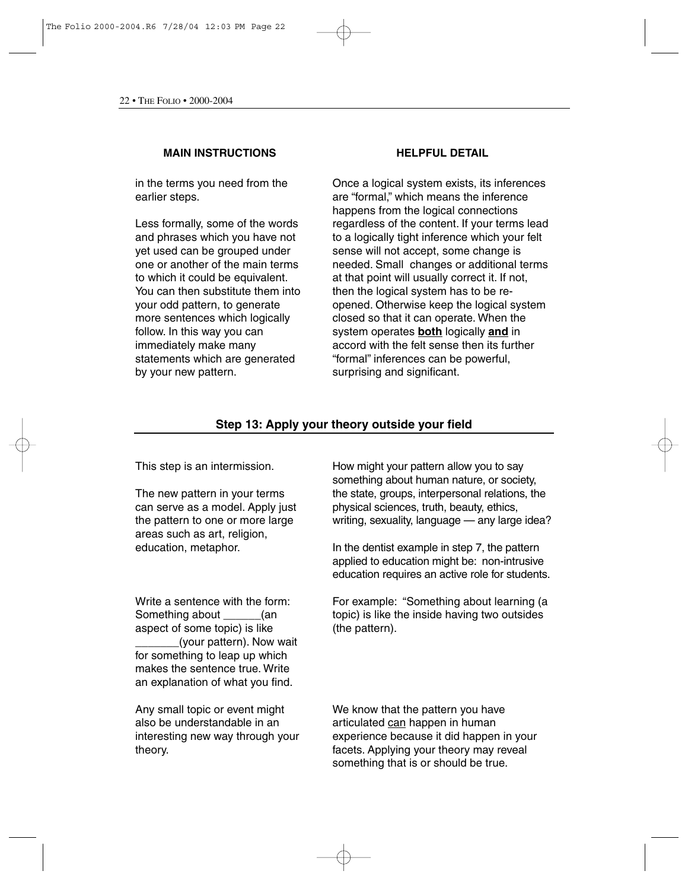| MAIN INSTRUCTIONS | HELPFUL DETAIL |
|---|---|
| in the terms you need from the earlier steps.<br><br>Less formally, some of the words and phrases which you have not yet used can be grouped under one or another of the main terms to which it could be equivalent. You can then substitute them into your odd pattern, to generate more sentences which logically follow. In this way you can immediately make many statements which are generated by your new pattern. | Once a logical system exists, its inferences are "formal," which means the inference happens from the logical connections regardless of the content. If your terms lead to a logically tight inference which your felt sense will not accept, some change is needed. Small changes or additional terms at that point will usually correct it. If not, then the logical system has to be re-opened. Otherwise keep the logical system closed so that it can operate. When the system operates **both** logically **and** in accord with the felt sense then its further "formal" inferences can be powerful, surprising and significant. |

## Step 13: Apply your theory outside your field

| MAIN INSTRUCTIONS | HELPFUL DETAIL |
|---|---|
| This step is an intermission.<br><br>The new pattern in your terms can serve as a model. Apply just the pattern to one or more large areas such as art, religion, education, metaphor. | How might your pattern allow you to say something about human nature, or society, the state, groups, interpersonal relations, the physical sciences, truth, beauty, ethics, writing, sexuality, language — any large idea?<br><br>In the dentist example in step 7, the pattern applied to education might be: non-intrusive education requires an active role for students. |
| Write a sentence with the form: Something about ______(an aspect of some topic) is like _______(your pattern). Now wait for something to leap up which makes the sentence true. Write an explanation of what you find. | For example: "Something about learning (a topic) is like the inside having two outsides (the pattern). |
| Any small topic or event might also be understandable in an interesting new way through your theory. | We know that the pattern you have articulated can happen in human experience because it did happen in your facets. Applying your theory may reveal something that is or should be true. |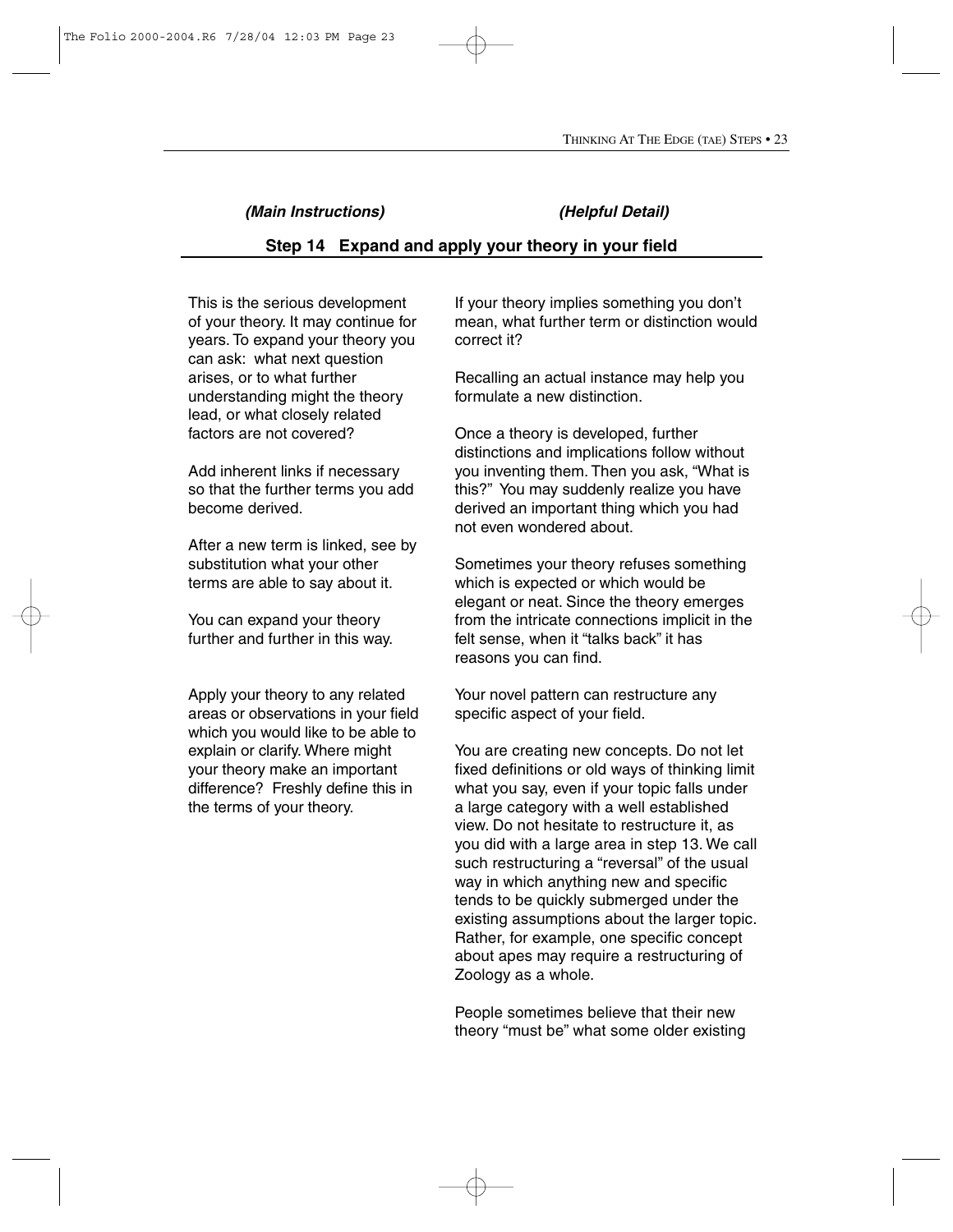*(Main Instructions)* *(Helpful Detail)*

## Step 14 Expand and apply your theory in your field

This is the serious development of your theory. It may continue for years. To expand your theory you can ask: what next question arises, or to what further understanding might the theory lead, or what closely related factors are not covered?

Add inherent links if necessary so that the further terms you add become derived.

After a new term is linked, see by substitution what your other terms are able to say about it.

You can expand your theory further and further in this way.

Apply your theory to any related areas or observations in your field which you would like to be able to explain or clarify. Where might your theory make an important difference? Freshly define this in the terms of your theory.

If your theory implies something you don't mean, what further term or distinction would correct it?

Recalling an actual instance may help you formulate a new distinction.

Once a theory is developed, further distinctions and implications follow without you inventing them. Then you ask, "What is this?" You may suddenly realize you have derived an important thing which you had not even wondered about.

Sometimes your theory refuses something which is expected or which would be elegant or neat. Since the theory emerges from the intricate connections implicit in the felt sense, when it "talks back" it has reasons you can find.

Your novel pattern can restructure any specific aspect of your field.

You are creating new concepts. Do not let fixed definitions or old ways of thinking limit what you say, even if your topic falls under a large category with a well established view. Do not hesitate to restructure it, as you did with a large area in step 13. We call such restructuring a "reversal" of the usual way in which anything new and specific tends to be quickly submerged under the existing assumptions about the larger topic. Rather, for example, one specific concept about apes may require a restructuring of Zoology as a whole.

People sometimes believe that their new theory "must be" what some older existing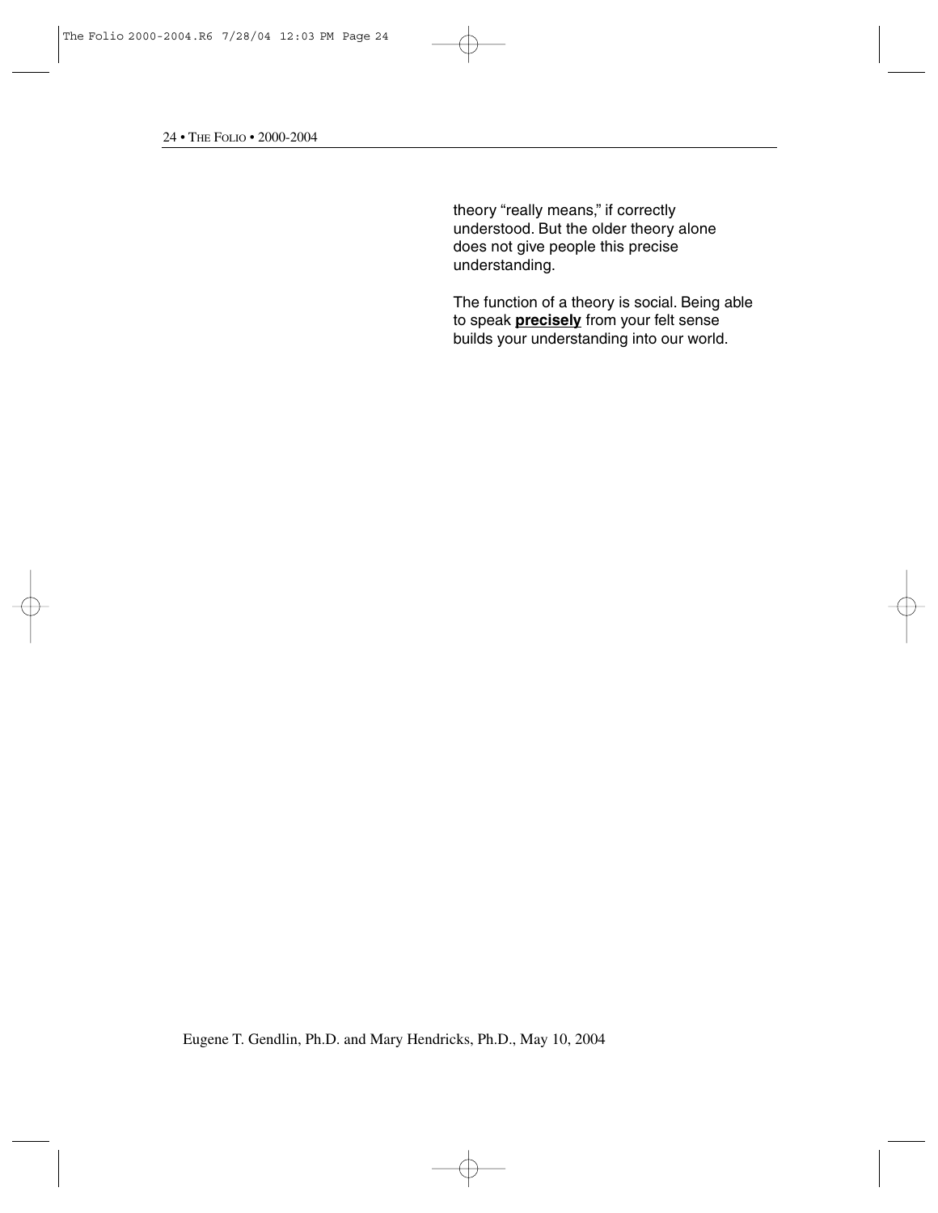theory "really means," if correctly understood. But the older theory alone does not give people this precise understanding.

The function of a theory is social. Being able to speak **precisely** from your felt sense builds your understanding into our world.

Eugene T. Gendlin, Ph.D. and Mary Hendricks, Ph.D., May 10, 2004